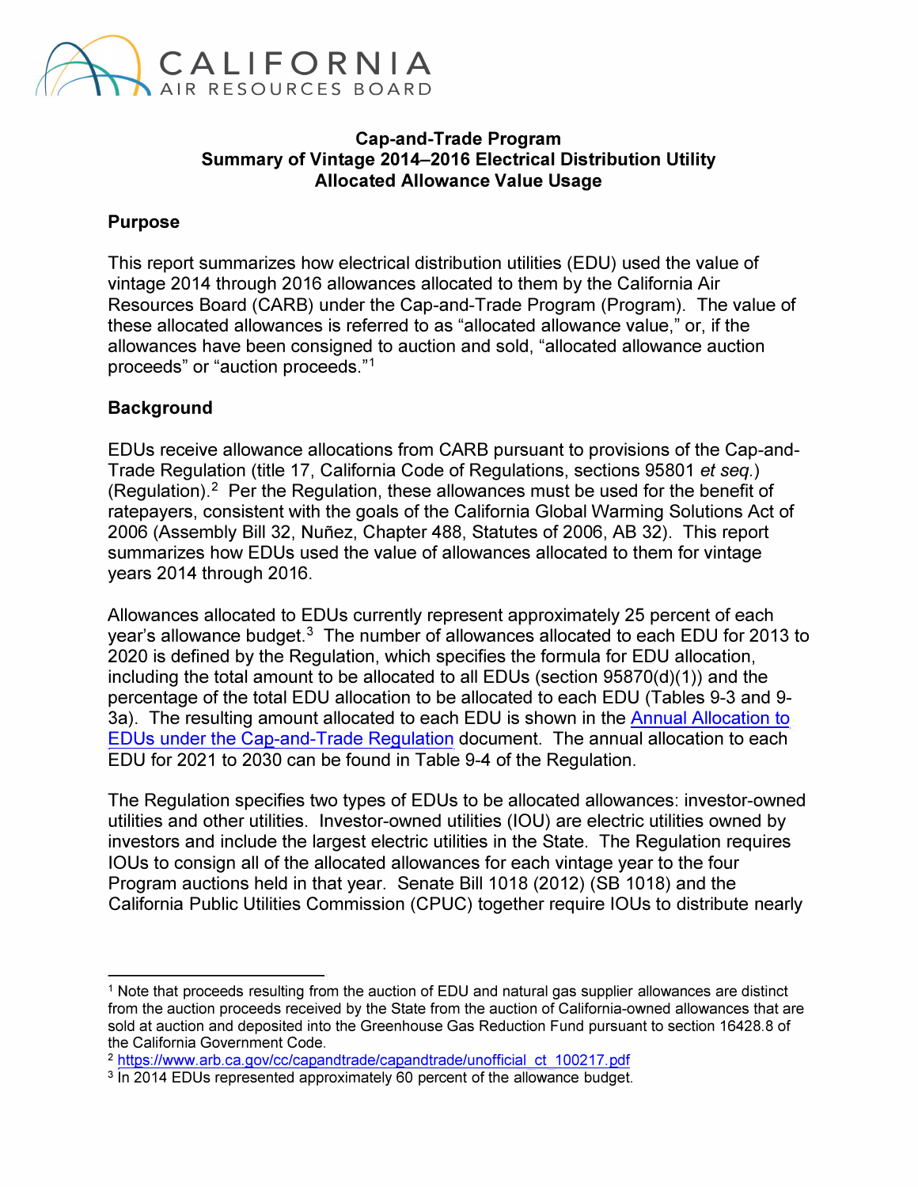CALIFORNIA AIR RESOURCES BOARD

# Cap-and-Trade Program
# Summary of Vintage 2014–2016 Electrical Distribution Utility Allocated Allowance Value Usage

## Purpose

This report summarizes how electrical distribution utilities (EDU) used the value of vintage 2014 through 2016 allowances allocated to them by the California Air Resources Board (CARB) under the Cap-and-Trade Program (Program). The value of these allocated allowances is referred to as "allocated allowance value," or, if the allowances have been consigned to auction and sold, "allocated allowance auction proceeds" or "auction proceeds."[1]

## Background

EDUs receive allowance allocations from CARB pursuant to provisions of the Cap-and-Trade Regulation (title 17, California Code of Regulations, sections 95801 *et seq.*) (Regulation).[2] Per the Regulation, these allowances must be used for the benefit of ratepayers, consistent with the goals of the California Global Warming Solutions Act of 2006 (Assembly Bill 32, Nuñez, Chapter 488, Statutes of 2006, AB 32). This report summarizes how EDUs used the value of allowances allocated to them for vintage years 2014 through 2016.

Allowances allocated to EDUs currently represent approximately 25 percent of each year's allowance budget.[3] The number of allowances allocated to each EDU for 2013 to 2020 is defined by the Regulation, which specifies the formula for EDU allocation, including the total amount to be allocated to all EDUs (section 95870(d)(1)) and the percentage of the total EDU allocation to be allocated to each EDU (Tables 9-3 and 9-3a). The resulting amount allocated to each EDU is shown in the Annual Allocation to EDUs under the Cap-and-Trade Regulation document. The annual allocation to each EDU for 2021 to 2030 can be found in Table 9-4 of the Regulation.

The Regulation specifies two types of EDUs to be allocated allowances: investor-owned utilities and other utilities. Investor-owned utilities (IOU) are electric utilities owned by investors and include the largest electric utilities in the State. The Regulation requires IOUs to consign all of the allocated allowances for each vintage year to the four Program auctions held in that year. Senate Bill 1018 (2012) (SB 1018) and the California Public Utilities Commission (CPUC) together require IOUs to distribute nearly

---

[1] Note that proceeds resulting from the auction of EDU and natural gas supplier allowances are distinct from the auction proceeds received by the State from the auction of California-owned allowances that are sold at auction and deposited into the Greenhouse Gas Reduction Fund pursuant to section 16428.8 of the California Government Code.

[2] https://www.arb.ca.gov/cc/capandtrade/capandtrade/unofficial_ct_100217.pdf

[3] In 2014 EDUs represented approximately 60 percent of the allowance budget.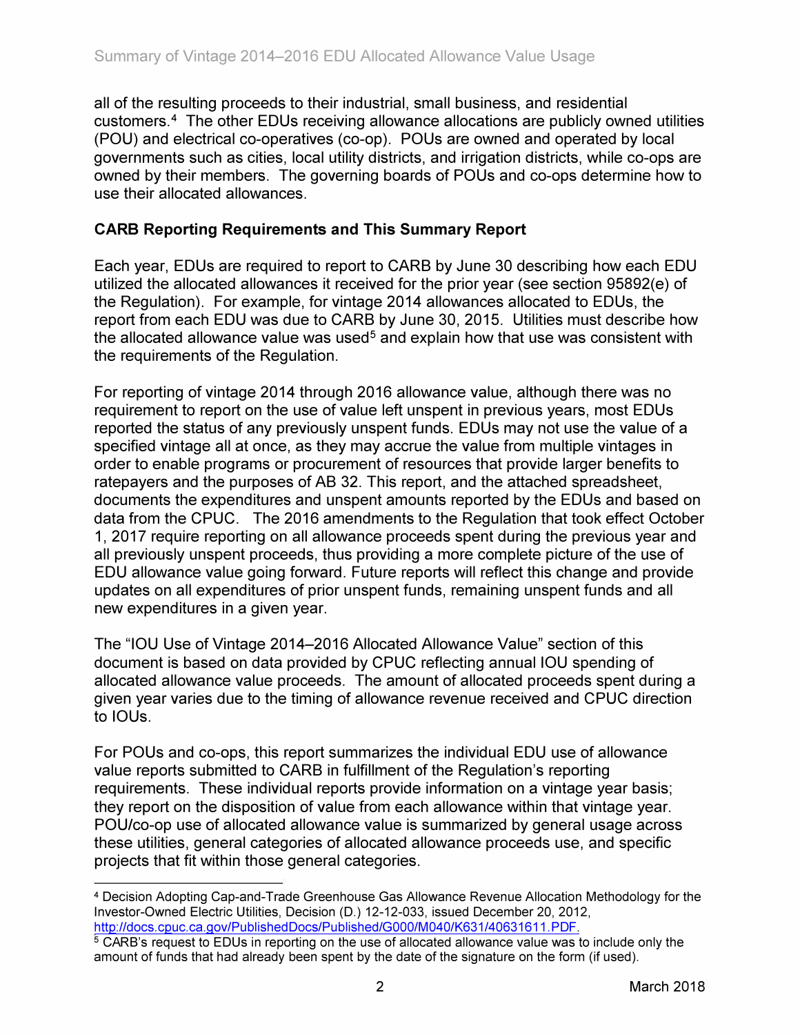all of the resulting proceeds to their industrial, small business, and residential customers.[4] The other EDUs receiving allowance allocations are publicly owned utilities (POU) and electrical co-operatives (co-op). POUs are owned and operated by local governments such as cities, local utility districts, and irrigation districts, while co-ops are owned by their members. The governing boards of POUs and co-ops determine how to use their allocated allowances.

### CARB Reporting Requirements and This Summary Report

Each year, EDUs are required to report to CARB by June 30 describing how each EDU utilized the allocated allowances it received for the prior year (see section 95892(e) of the Regulation). For example, for vintage 2014 allowances allocated to EDUs, the report from each EDU was due to CARB by June 30, 2015. Utilities must describe how the allocated allowance value was used[5] and explain how that use was consistent with the requirements of the Regulation.

For reporting of vintage 2014 through 2016 allowance value, although there was no requirement to report on the use of value left unspent in previous years, most EDUs reported the status of any previously unspent funds. EDUs may not use the value of a specified vintage all at once, as they may accrue the value from multiple vintages in order to enable programs or procurement of resources that provide larger benefits to ratepayers and the purposes of AB 32. This report, and the attached spreadsheet, documents the expenditures and unspent amounts reported by the EDUs and based on data from the CPUC. The 2016 amendments to the Regulation that took effect October 1, 2017 require reporting on all allowance proceeds spent during the previous year and all previously unspent proceeds, thus providing a more complete picture of the use of EDU allowance value going forward. Future reports will reflect this change and provide updates on all expenditures of prior unspent funds, remaining unspent funds and all new expenditures in a given year.

The "IOU Use of Vintage 2014–2016 Allocated Allowance Value" section of this document is based on data provided by CPUC reflecting annual IOU spending of allocated allowance value proceeds. The amount of allocated proceeds spent during a given year varies due to the timing of allowance revenue received and CPUC direction to IOUs.

For POUs and co-ops, this report summarizes the individual EDU use of allowance value reports submitted to CARB in fulfillment of the Regulation's reporting requirements. These individual reports provide information on a vintage year basis; they report on the disposition of value from each allowance within that vintage year. POU/co-op use of allocated allowance value is summarized by general usage across these utilities, general categories of allocated allowance proceeds use, and specific projects that fit within those general categories.

---

[4] Decision Adopting Cap-and-Trade Greenhouse Gas Allowance Revenue Allocation Methodology for the Investor-Owned Electric Utilities, Decision (D.) 12-12-033, issued December 20, 2012, http://docs.cpuc.ca.gov/PublishedDocs/Published/G000/M040/K631/40631611.PDF.

[5] CARB's request to EDUs in reporting on the use of allocated allowance value was to include only the amount of funds that had already been spent by the date of the signature on the form (if used).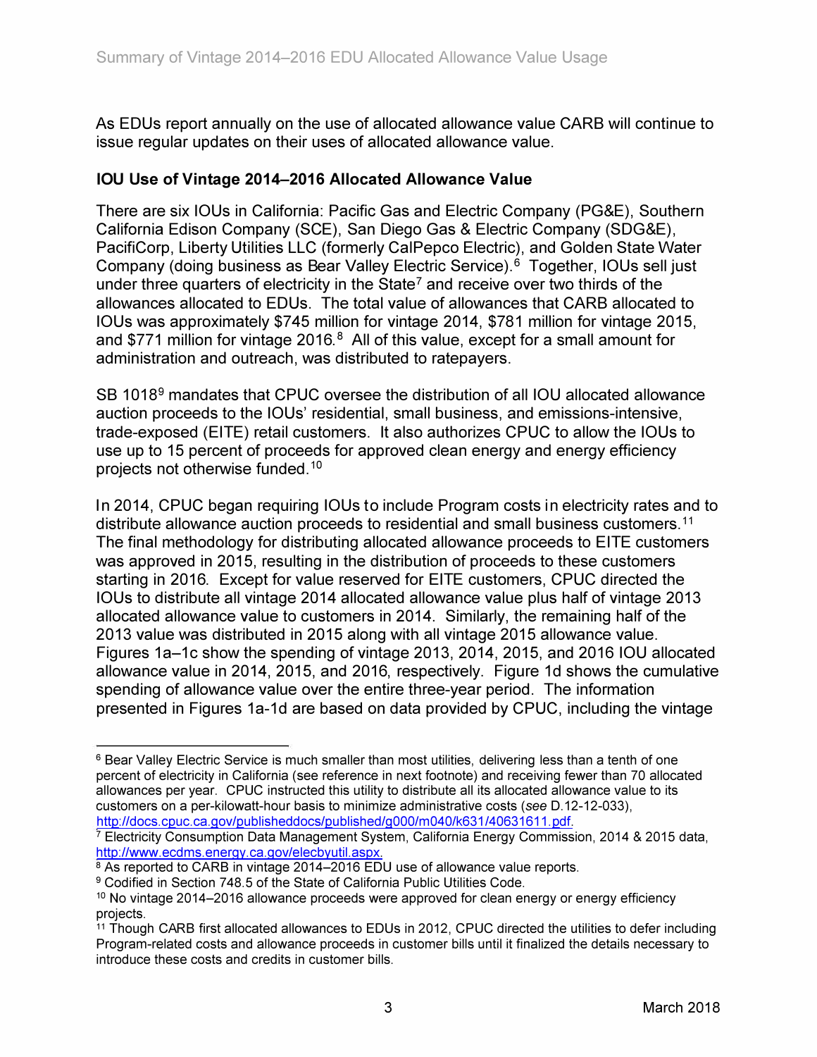As EDUs report annually on the use of allocated allowance value CARB will continue to issue regular updates on their uses of allocated allowance value.

### IOU Use of Vintage 2014–2016 Allocated Allowance Value

There are six IOUs in California: Pacific Gas and Electric Company (PG&E), Southern California Edison Company (SCE), San Diego Gas & Electric Company (SDG&E), PacifiCorp, Liberty Utilities LLC (formerly CalPepco Electric), and Golden State Water Company (doing business as Bear Valley Electric Service).[6] Together, IOUs sell just under three quarters of electricity in the State[7] and receive over two thirds of the allowances allocated to EDUs. The total value of allowances that CARB allocated to IOUs was approximately $745 million for vintage 2014, $781 million for vintage 2015, and $771 million for vintage 2016.[8] All of this value, except for a small amount for administration and outreach, was distributed to ratepayers.

SB 1018[9] mandates that CPUC oversee the distribution of all IOU allocated allowance auction proceeds to the IOUs' residential, small business, and emissions-intensive, trade-exposed (EITE) retail customers. It also authorizes CPUC to allow the IOUs to use up to 15 percent of proceeds for approved clean energy and energy efficiency projects not otherwise funded.[10]

In 2014, CPUC began requiring IOUs to include Program costs in electricity rates and to distribute allowance auction proceeds to residential and small business customers.[11] The final methodology for distributing allocated allowance proceeds to EITE customers was approved in 2015, resulting in the distribution of proceeds to these customers starting in 2016. Except for value reserved for EITE customers, CPUC directed the IOUs to distribute all vintage 2014 allocated allowance value plus half of vintage 2013 allocated allowance value to customers in 2014. Similarly, the remaining half of the 2013 value was distributed in 2015 along with all vintage 2015 allowance value. Figures 1a–1c show the spending of vintage 2013, 2014, 2015, and 2016 IOU allocated allowance value in 2014, 2015, and 2016, respectively. Figure 1d shows the cumulative spending of allowance value over the entire three-year period. The information presented in Figures 1a-1d are based on data provided by CPUC, including the vintage

---

[6] Bear Valley Electric Service is much smaller than most utilities, delivering less than a tenth of one percent of electricity in California (see reference in next footnote) and receiving fewer than 70 allocated allowances per year. CPUC instructed this utility to distribute all its allocated allowance value to its customers on a per-kilowatt-hour basis to minimize administrative costs (*see* D.12-12-033), http://docs.cpuc.ca.gov/publisheddocs/published/g000/m040/k631/40631611.pdf.

[7] Electricity Consumption Data Management System, California Energy Commission, 2014 & 2015 data, http://www.ecdms.energy.ca.gov/elecbyutil.aspx.

[8] As reported to CARB in vintage 2014–2016 EDU use of allowance value reports.

[9] Codified in Section 748.5 of the State of California Public Utilities Code.

[10] No vintage 2014–2016 allowance proceeds were approved for clean energy or energy efficiency projects.

[11] Though CARB first allocated allowances to EDUs in 2012, CPUC directed the utilities to defer including Program-related costs and allowance proceeds in customer bills until it finalized the details necessary to introduce these costs and credits in customer bills.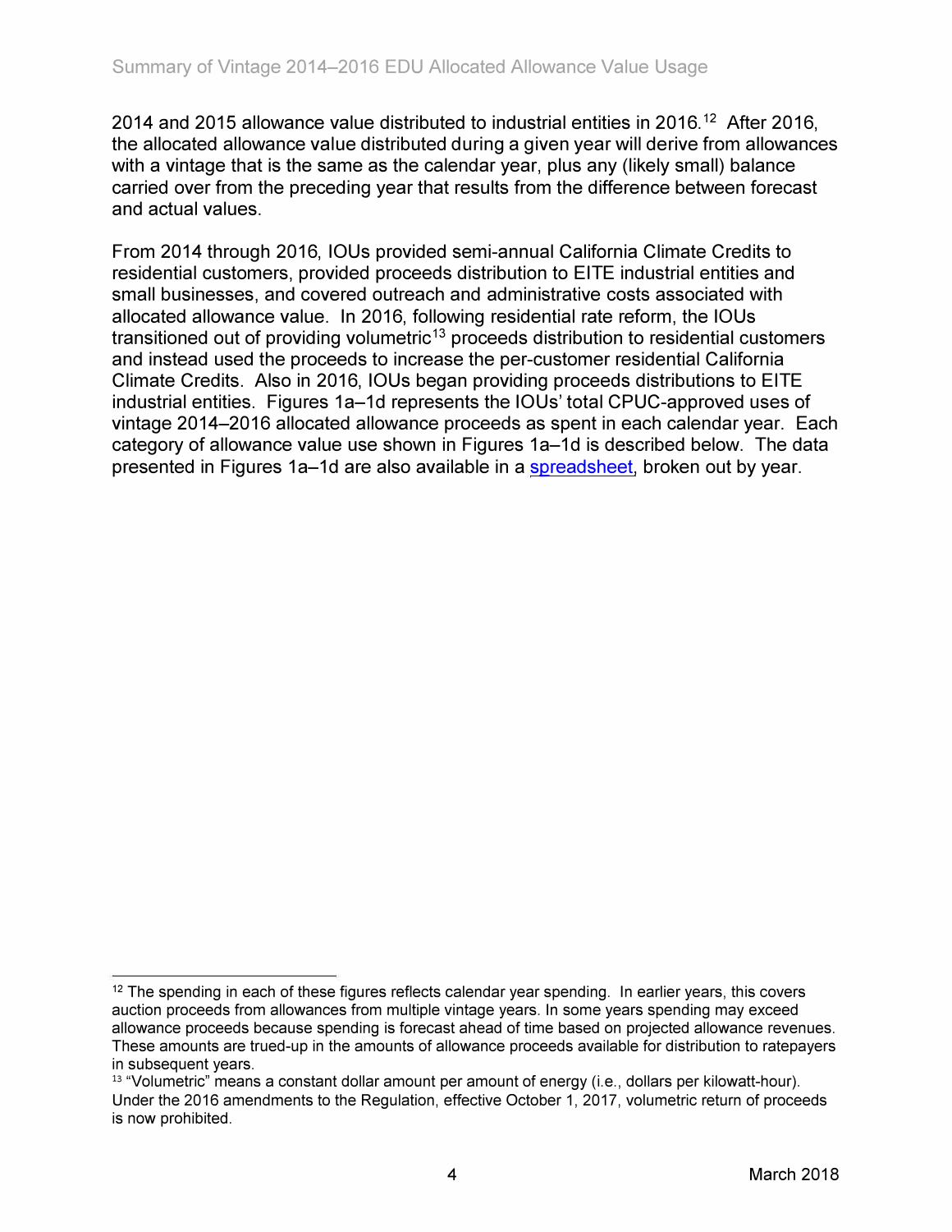2014 and 2015 allowance value distributed to industrial entities in 2016.[12] After 2016, the allocated allowance value distributed during a given year will derive from allowances with a vintage that is the same as the calendar year, plus any (likely small) balance carried over from the preceding year that results from the difference between forecast and actual values.

From 2014 through 2016, IOUs provided semi-annual California Climate Credits to residential customers, provided proceeds distribution to EITE industrial entities and small businesses, and covered outreach and administrative costs associated with allocated allowance value. In 2016, following residential rate reform, the IOUs transitioned out of providing volumetric[13] proceeds distribution to residential customers and instead used the proceeds to increase the per-customer residential California Climate Credits. Also in 2016, IOUs began providing proceeds distributions to EITE industrial entities. Figures 1a–1d represents the IOUs' total CPUC-approved uses of vintage 2014–2016 allocated allowance proceeds as spent in each calendar year. Each category of allowance value use shown in Figures 1a–1d is described below. The data presented in Figures 1a–1d are also available in a spreadsheet, broken out by year.

---

[12] The spending in each of these figures reflects calendar year spending. In earlier years, this covers auction proceeds from allowances from multiple vintage years. In some years spending may exceed allowance proceeds because spending is forecast ahead of time based on projected allowance revenues. These amounts are trued-up in the amounts of allowance proceeds available for distribution to ratepayers in subsequent years.

[13] "Volumetric" means a constant dollar amount per amount of energy (i.e., dollars per kilowatt-hour). Under the 2016 amendments to the Regulation, effective October 1, 2017, volumetric return of proceeds is now prohibited.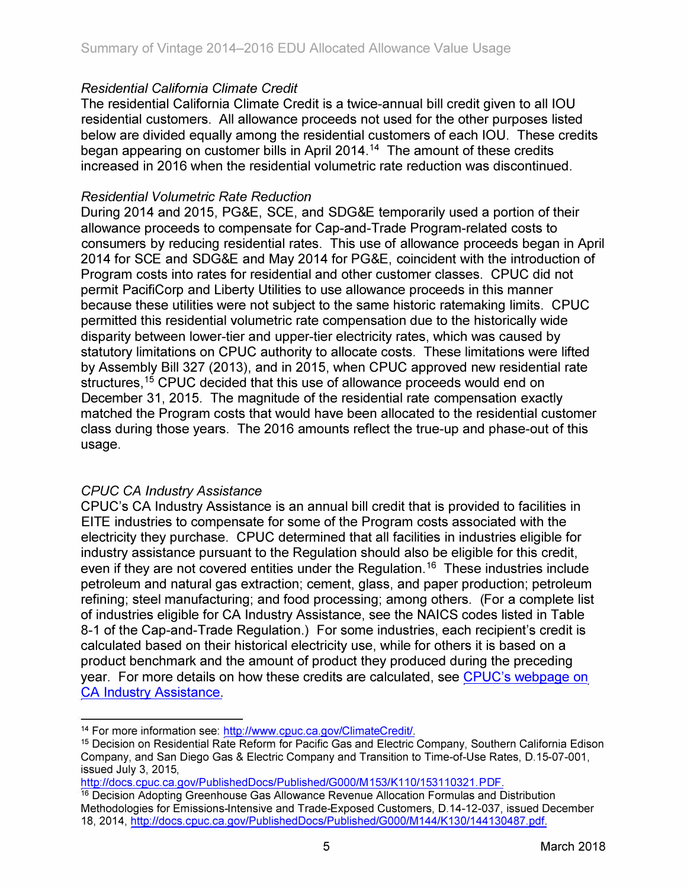*Residential California Climate Credit*

The residential California Climate Credit is a twice-annual bill credit given to all IOU residential customers. All allowance proceeds not used for the other purposes listed below are divided equally among the residential customers of each IOU. These credits began appearing on customer bills in April 2014.[14] The amount of these credits increased in 2016 when the residential volumetric rate reduction was discontinued.

*Residential Volumetric Rate Reduction*

During 2014 and 2015, PG&E, SCE, and SDG&E temporarily used a portion of their allowance proceeds to compensate for Cap-and-Trade Program-related costs to consumers by reducing residential rates. This use of allowance proceeds began in April 2014 for SCE and SDG&E and May 2014 for PG&E, coincident with the introduction of Program costs into rates for residential and other customer classes. CPUC did not permit PacifiCorp and Liberty Utilities to use allowance proceeds in this manner because these utilities were not subject to the same historic ratemaking limits. CPUC permitted this residential volumetric rate compensation due to the historically wide disparity between lower-tier and upper-tier electricity rates, which was caused by statutory limitations on CPUC authority to allocate costs. These limitations were lifted by Assembly Bill 327 (2013), and in 2015, when CPUC approved new residential rate structures,[15] CPUC decided that this use of allowance proceeds would end on December 31, 2015. The magnitude of the residential rate compensation exactly matched the Program costs that would have been allocated to the residential customer class during those years. The 2016 amounts reflect the true-up and phase-out of this usage.

*CPUC CA Industry Assistance*

CPUC's CA Industry Assistance is an annual bill credit that is provided to facilities in EITE industries to compensate for some of the Program costs associated with the electricity they purchase. CPUC determined that all facilities in industries eligible for industry assistance pursuant to the Regulation should also be eligible for this credit, even if they are not covered entities under the Regulation.[16] These industries include petroleum and natural gas extraction; cement, glass, and paper production; petroleum refining; steel manufacturing; and food processing; among others. (For a complete list of industries eligible for CA Industry Assistance, see the NAICS codes listed in Table 8-1 of the Cap-and-Trade Regulation.) For some industries, each recipient's credit is calculated based on their historical electricity use, while for others it is based on a product benchmark and the amount of product they produced during the preceding year. For more details on how these credits are calculated, see CPUC's webpage on CA Industry Assistance.

---

[14] For more information see: http://www.cpuc.ca.gov/ClimateCredit/.

[15] Decision on Residential Rate Reform for Pacific Gas and Electric Company, Southern California Edison Company, and San Diego Gas & Electric Company and Transition to Time-of-Use Rates, D.15-07-001, issued July 3, 2015, http://docs.cpuc.ca.gov/PublishedDocs/Published/G000/M153/K110/153110321.PDF.

[16] Decision Adopting Greenhouse Gas Allowance Revenue Allocation Formulas and Distribution Methodologies for Emissions-Intensive and Trade-Exposed Customers, D.14-12-037, issued December 18, 2014, http://docs.cpuc.ca.gov/PublishedDocs/Published/G000/M144/K130/144130487.pdf.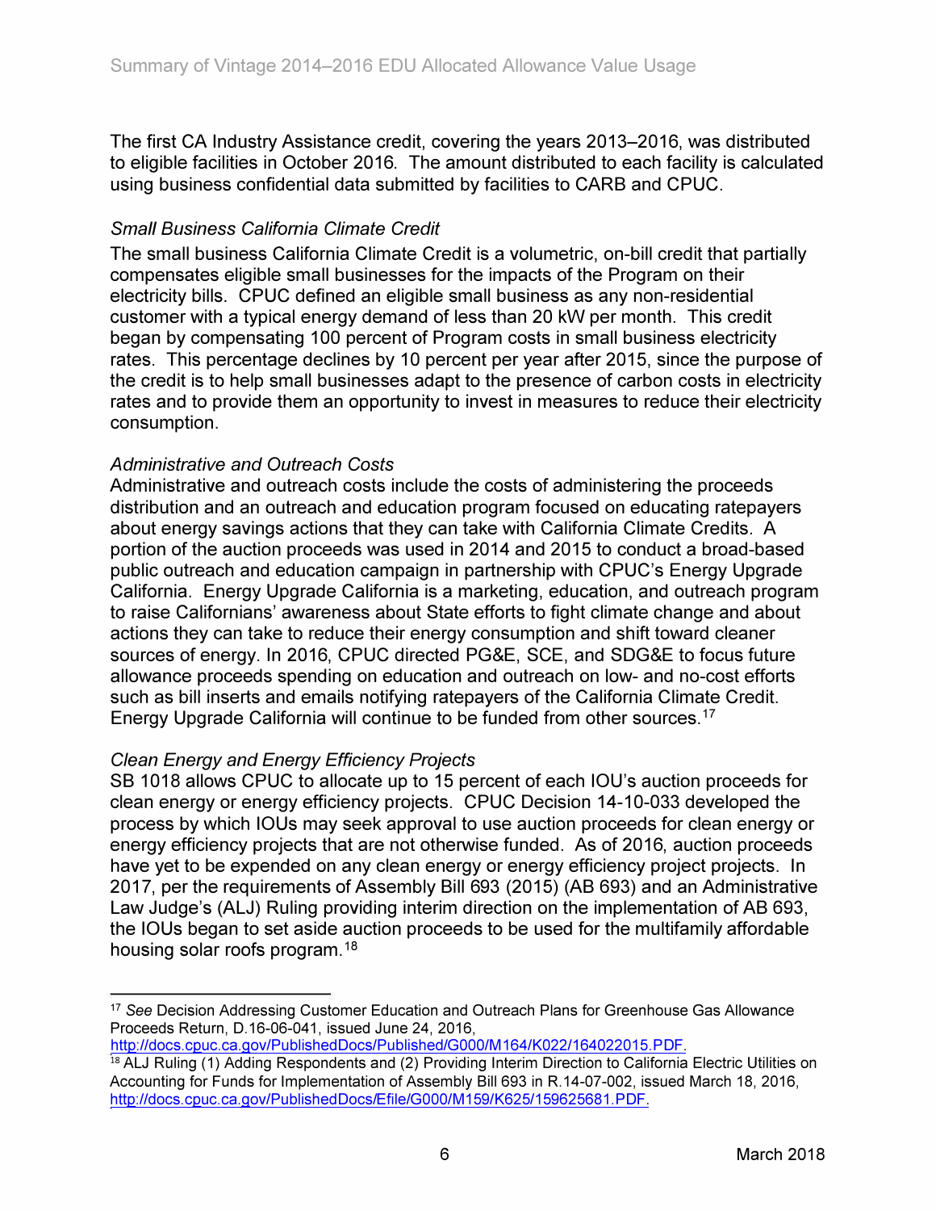The first CA Industry Assistance credit, covering the years 2013–2016, was distributed to eligible facilities in October 2016. The amount distributed to each facility is calculated using business confidential data submitted by facilities to CARB and CPUC.

*Small Business California Climate Credit*

The small business California Climate Credit is a volumetric, on-bill credit that partially compensates eligible small businesses for the impacts of the Program on their electricity bills. CPUC defined an eligible small business as any non-residential customer with a typical energy demand of less than 20 kW per month. This credit began by compensating 100 percent of Program costs in small business electricity rates. This percentage declines by 10 percent per year after 2015, since the purpose of the credit is to help small businesses adapt to the presence of carbon costs in electricity rates and to provide them an opportunity to invest in measures to reduce their electricity consumption.

*Administrative and Outreach Costs*

Administrative and outreach costs include the costs of administering the proceeds distribution and an outreach and education program focused on educating ratepayers about energy savings actions that they can take with California Climate Credits. A portion of the auction proceeds was used in 2014 and 2015 to conduct a broad-based public outreach and education campaign in partnership with CPUC's Energy Upgrade California. Energy Upgrade California is a marketing, education, and outreach program to raise Californians' awareness about State efforts to fight climate change and about actions they can take to reduce their energy consumption and shift toward cleaner sources of energy. In 2016, CPUC directed PG&E, SCE, and SDG&E to focus future allowance proceeds spending on education and outreach on low- and no-cost efforts such as bill inserts and emails notifying ratepayers of the California Climate Credit. Energy Upgrade California will continue to be funded from other sources.[17]

*Clean Energy and Energy Efficiency Projects*

SB 1018 allows CPUC to allocate up to 15 percent of each IOU's auction proceeds for clean energy or energy efficiency projects. CPUC Decision 14-10-033 developed the process by which IOUs may seek approval to use auction proceeds for clean energy or energy efficiency projects that are not otherwise funded. As of 2016, auction proceeds have yet to be expended on any clean energy or energy efficiency project projects. In 2017, per the requirements of Assembly Bill 693 (2015) (AB 693) and an Administrative Law Judge's (ALJ) Ruling providing interim direction on the implementation of AB 693, the IOUs began to set aside auction proceeds to be used for the multifamily affordable housing solar roofs program.[18]

---

[17] *See* Decision Addressing Customer Education and Outreach Plans for Greenhouse Gas Allowance Proceeds Return, D.16-06-041, issued June 24, 2016, http://docs.cpuc.ca.gov/PublishedDocs/Published/G000/M164/K022/164022015.PDF.

[18] ALJ Ruling (1) Adding Respondents and (2) Providing Interim Direction to California Electric Utilities on Accounting for Funds for Implementation of Assembly Bill 693 in R.14-07-002, issued March 18, 2016, http://docs.cpuc.ca.gov/PublishedDocs/Efile/G000/M159/K625/159625681.PDF.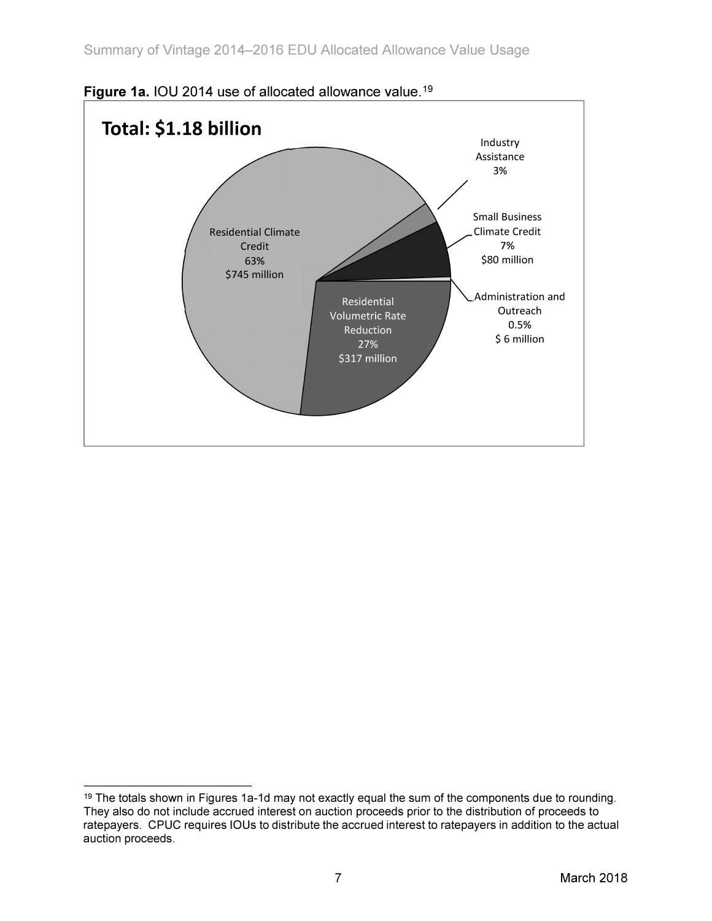**Figure 1a.** IOU 2014 use of allocated allowance value.[19]

Total: $1.18 billion

Residential Climate Credit
63%
$745 million

Industry Assistance
3%

Small Business Climate Credit
7%
$80 million

Administration and Outreach
0.5%
$ 6 million

Residential Volumetric Rate Reduction
27%
$317 million

---

[19] The totals shown in Figures 1a-1d may not exactly equal the sum of the components due to rounding. They also do not include accrued interest on auction proceeds prior to the distribution of proceeds to ratepayers. CPUC requires IOUs to distribute the accrued interest to ratepayers in addition to the actual auction proceeds.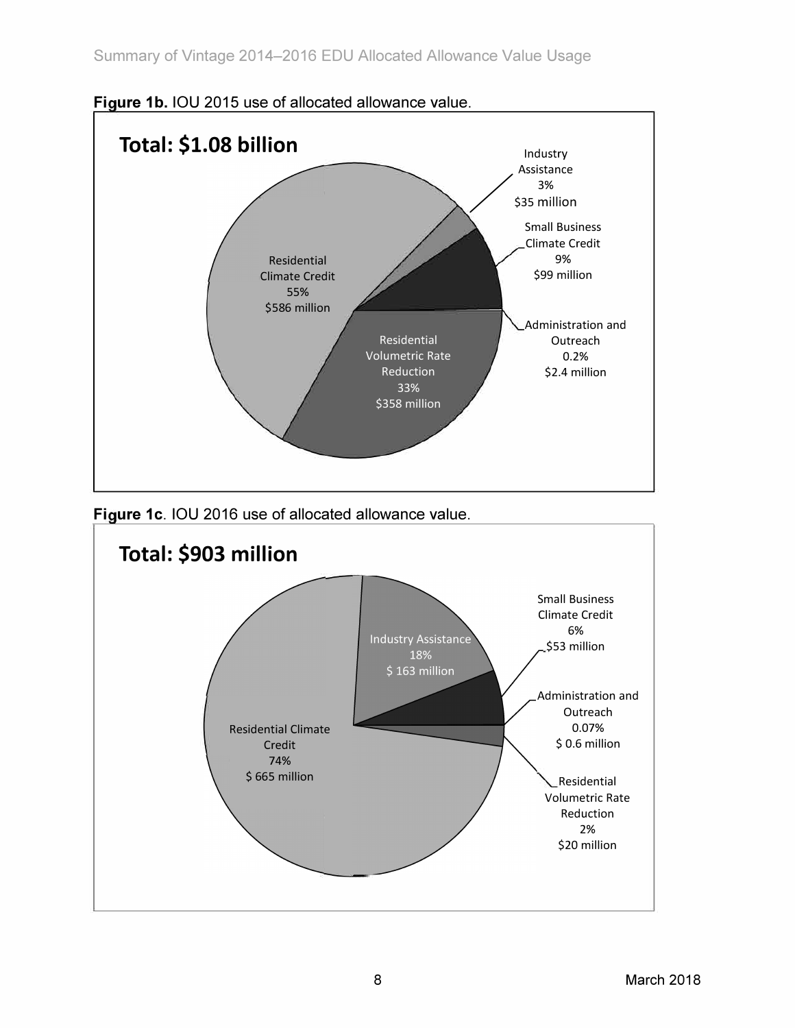**Figure 1b.** IOU 2015 use of allocated allowance value.

Total: $1.08 billion

Industry Assistance
3%
$35 million

Small Business Climate Credit
9%
$99 million

Residential Climate Credit
55%
$586 million

Administration and Outreach
0.2%
$2.4 million

Residential Volumetric Rate Reduction
33%
$358 million

**Figure 1c**. IOU 2016 use of allocated allowance value.

Total: $903 million

Small Business Climate Credit
6%
$53 million

Industry Assistance
18%
$ 163 million

Administration and Outreach
0.07%
$ 0.6 million

Residential Climate Credit
74%
$ 665 million

Residential Volumetric Rate Reduction
2%
$20 million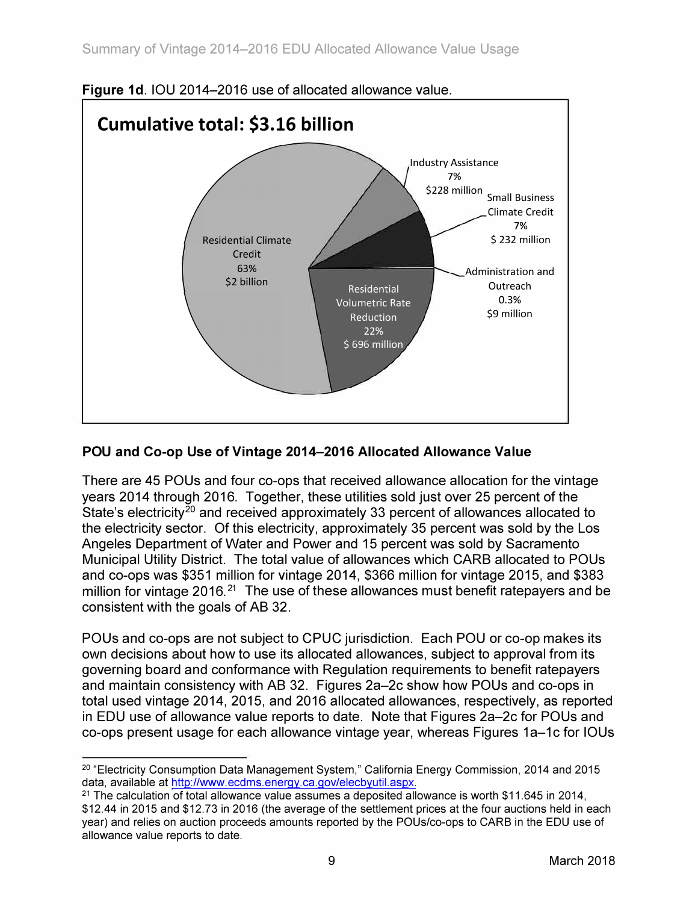**Figure 1d**. IOU 2014–2016 use of allocated allowance value.

Cumulative total: $3.16 billion

Industry Assistance
7%
$228 million

Small Business Climate Credit
7%
$ 232 million

Administration and Outreach
0.3%
$9 million

Residential Volumetric Rate Reduction
22%
$ 696 million

Residential Climate Credit
63%
$2 billion

### POU and Co-op Use of Vintage 2014–2016 Allocated Allowance Value

There are 45 POUs and four co-ops that received allowance allocation for the vintage years 2014 through 2016. Together, these utilities sold just over 25 percent of the State's electricity[20] and received approximately 33 percent of allowances allocated to the electricity sector. Of this electricity, approximately 35 percent was sold by the Los Angeles Department of Water and Power and 15 percent was sold by Sacramento Municipal Utility District. The total value of allowances which CARB allocated to POUs and co-ops was $351 million for vintage 2014, $366 million for vintage 2015, and $383 million for vintage 2016.[21] The use of these allowances must benefit ratepayers and be consistent with the goals of AB 32.

POUs and co-ops are not subject to CPUC jurisdiction. Each POU or co-op makes its own decisions about how to use its allocated allowances, subject to approval from its governing board and conformance with Regulation requirements to benefit ratepayers and maintain consistency with AB 32. Figures 2a–2c show how POUs and co-ops in total used vintage 2014, 2015, and 2016 allocated allowances, respectively, as reported in EDU use of allowance value reports to date. Note that Figures 2a–2c for POUs and co-ops present usage for each allowance vintage year, whereas Figures 1a–1c for IOUs

[20] "Electricity Consumption Data Management System," California Energy Commission, 2014 and 2015 data, available at http://www.ecdms.energy.ca.gov/elecbyutil.aspx.

[21] The calculation of total allowance value assumes a deposited allowance is worth $11.645 in 2014, $12.44 in 2015 and $12.73 in 2016 (the average of the settlement prices at the four auctions held in each year) and relies on auction proceeds amounts reported by the POUs/co-ops to CARB in the EDU use of allowance value reports to date.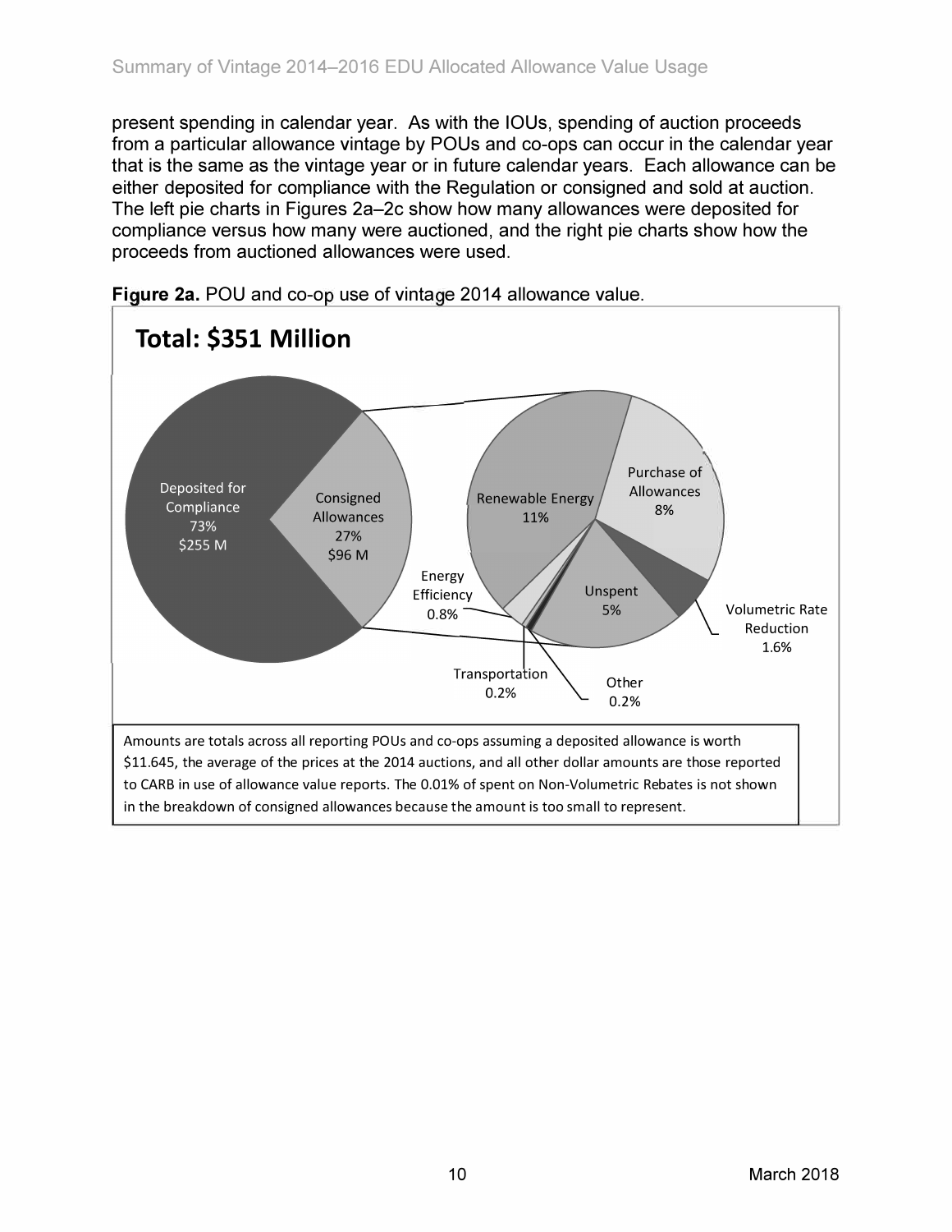present spending in calendar year. As with the IOUs, spending of auction proceeds from a particular allowance vintage by POUs and co-ops can occur in the calendar year that is the same as the vintage year or in future calendar years. Each allowance can be either deposited for compliance with the Regulation or consigned and sold at auction. The left pie charts in Figures 2a–2c show how many allowances were deposited for compliance versus how many were auctioned, and the right pie charts show how the proceeds from auctioned allowances were used.

**Figure 2a.** POU and co-op use of vintage 2014 allowance value.

Total: $351 Million

Deposited for Compliance
73%
$255 M

Consigned Allowances
27%
$96 M

Renewable Energy
11%

Purchase of Allowances
8%

Unspent
5%

Volumetric Rate Reduction
1.6%

Energy Efficiency
0.8%

Transportation
0.2%

Other
0.2%

Amounts are totals across all reporting POUs and co-ops assuming a deposited allowance is worth $11.645, the average of the prices at the 2014 auctions, and all other dollar amounts are those reported to CARB in use of allowance value reports. The 0.01% of spent on Non-Volumetric Rebates is not shown in the breakdown of consigned allowances because the amount is too small to represent.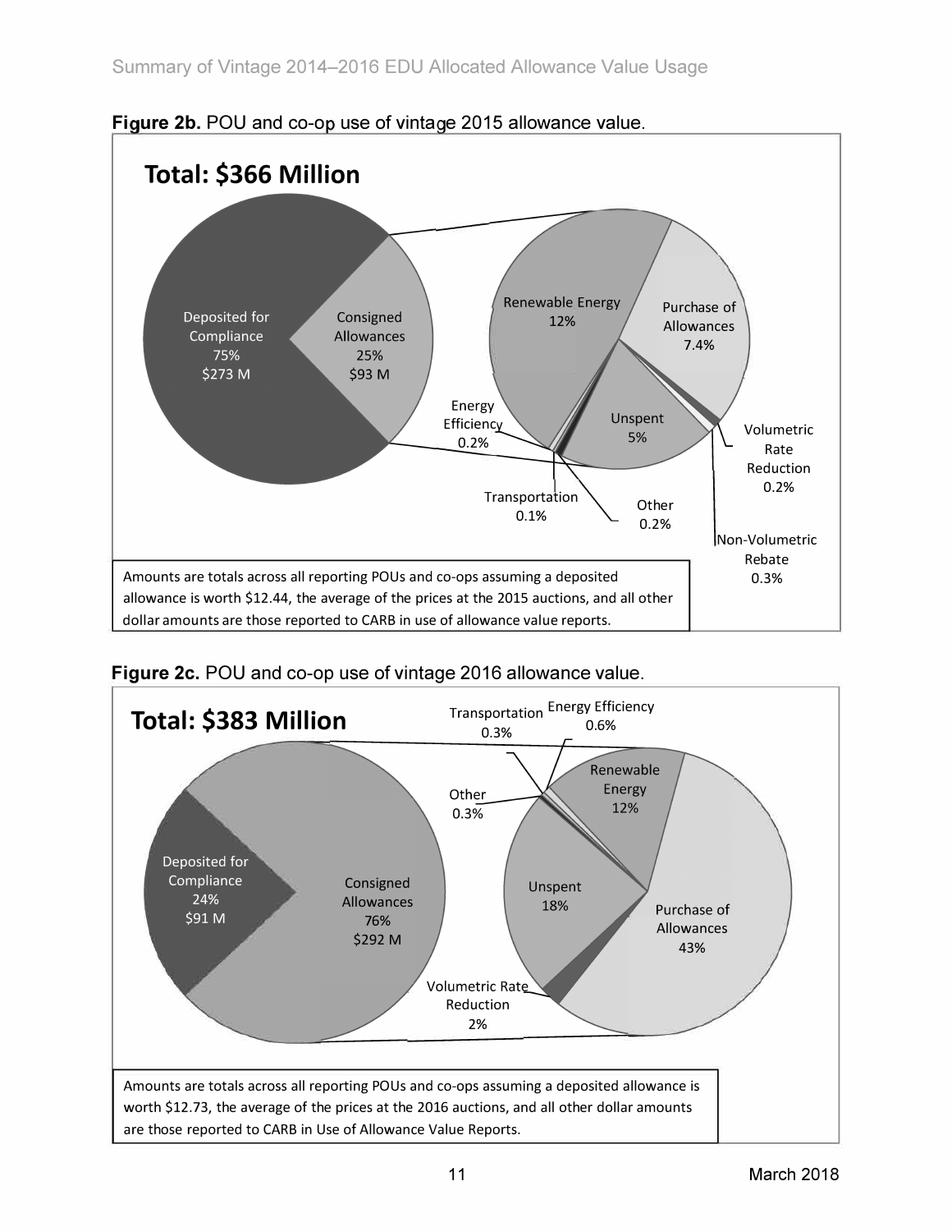**Figure 2b.** POU and co-op use of vintage 2015 allowance value.

Total: $366 Million

Deposited for Compliance 75% $273 M

Consigned Allowances 25% $93 M

Renewable Energy 12%

Purchase of Allowances 7.4%

Energy Efficiency 0.2%

Unspent 5%

Volumetric Rate Reduction 0.2%

Transportation 0.1%

Other 0.2%

Non-Volumetric Rebate 0.3%

Amounts are totals across all reporting POUs and co-ops assuming a deposited allowance is worth $12.44, the average of the prices at the 2015 auctions, and all other dollar amounts are those reported to CARB in use of allowance value reports.

**Figure 2c.** POU and co-op use of vintage 2016 allowance value.

Total: $383 Million

Transportation 0.3%

Energy Efficiency 0.6%

Renewable Energy 12%

Other 0.3%

Deposited for Compliance 24% $91 M

Consigned Allowances 76% $292 M

Unspent 18%

Purchase of Allowances 43%

Volumetric Rate Reduction 2%

Amounts are totals across all reporting POUs and co-ops assuming a deposited allowance is worth $12.73, the average of the prices at the 2016 auctions, and all other dollar amounts are those reported to CARB in Use of Allowance Value Reports.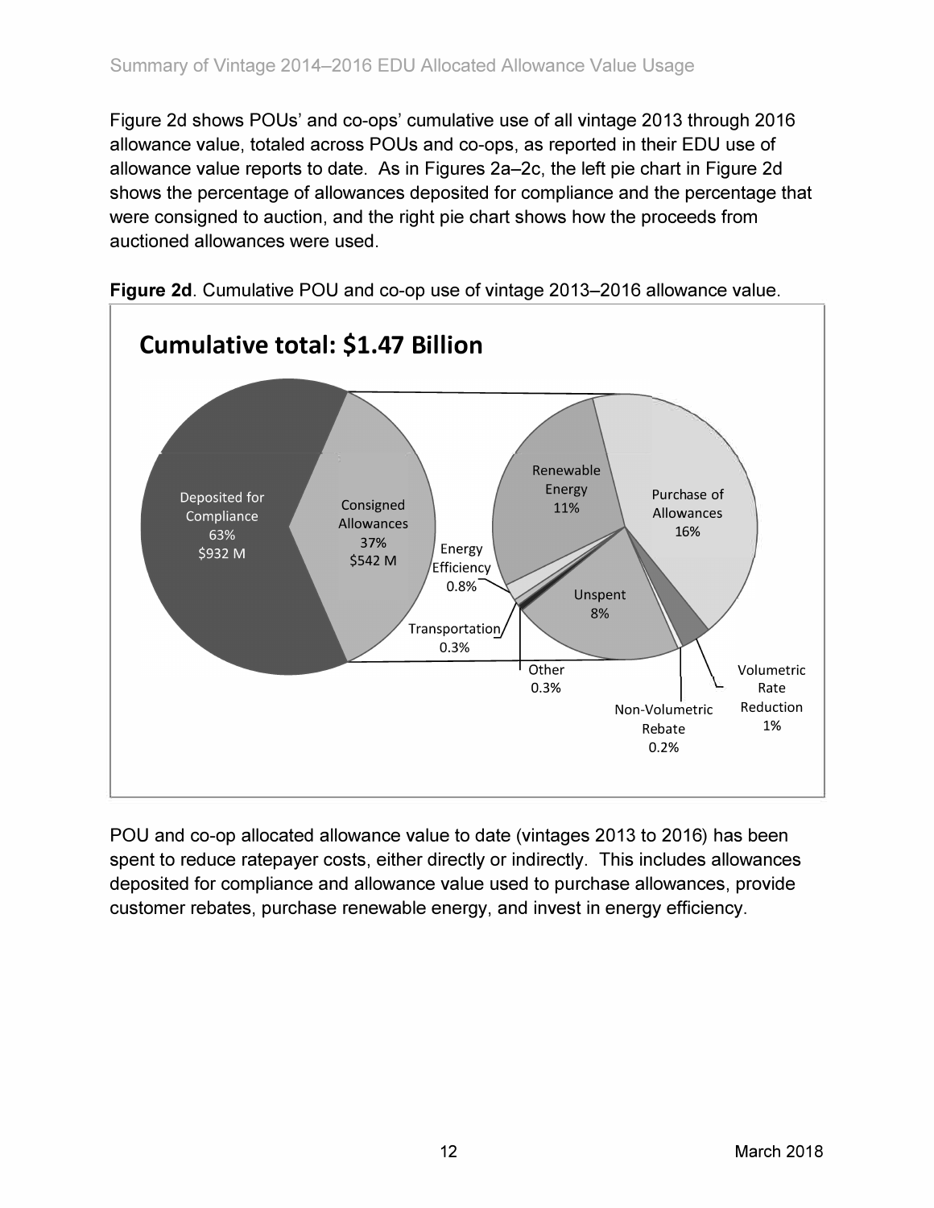Figure 2d shows POUs' and co-ops' cumulative use of all vintage 2013 through 2016 allowance value, totaled across POUs and co-ops, as reported in their EDU use of allowance value reports to date. As in Figures 2a–2c, the left pie chart in Figure 2d shows the percentage of allowances deposited for compliance and the percentage that were consigned to auction, and the right pie chart shows how the proceeds from auctioned allowances were used.

**Figure 2d**. Cumulative POU and co-op use of vintage 2013–2016 allowance value.

Cumulative total: $1.47 Billion

Deposited for Compliance
63%
$932 M

Consigned Allowances
37%
$542 M

Renewable Energy
11%

Purchase of Allowances
16%

Energy Efficiency
0.8%

Unspent
8%

Transportation
0.3%

Other
0.3%

Non-Volumetric Rebate
0.2%

Volumetric Rate Reduction
1%

POU and co-op allocated allowance value to date (vintages 2013 to 2016) has been spent to reduce ratepayer costs, either directly or indirectly. This includes allowances deposited for compliance and allowance value used to purchase allowances, provide customer rebates, purchase renewable energy, and invest in energy efficiency.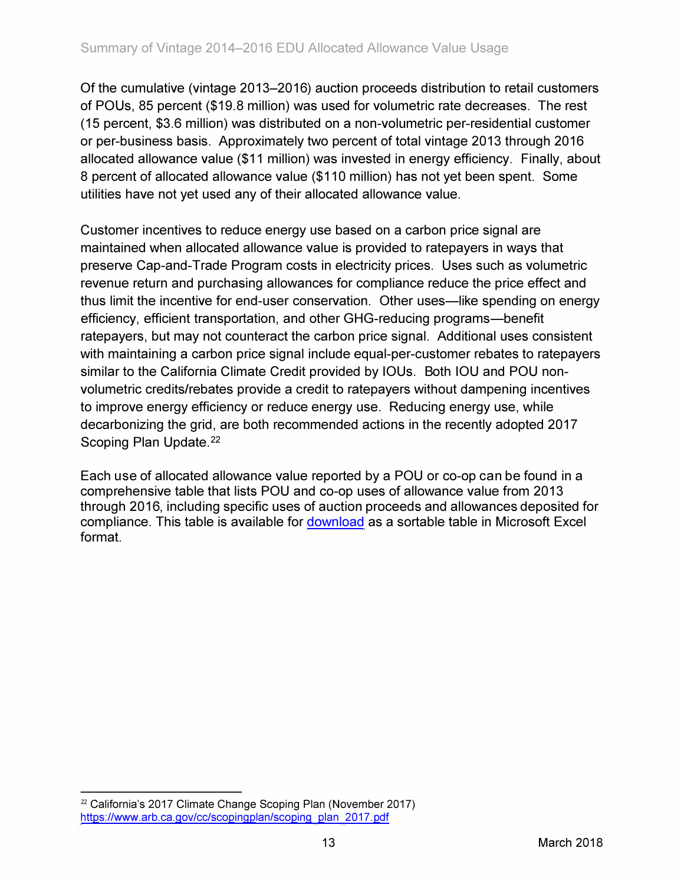Of the cumulative (vintage 2013–2016) auction proceeds distribution to retail customers of POUs, 85 percent ($19.8 million) was used for volumetric rate decreases. The rest (15 percent, $3.6 million) was distributed on a non-volumetric per-residential customer or per-business basis. Approximately two percent of total vintage 2013 through 2016 allocated allowance value ($11 million) was invested in energy efficiency. Finally, about 8 percent of allocated allowance value ($110 million) has not yet been spent. Some utilities have not yet used any of their allocated allowance value.

Customer incentives to reduce energy use based on a carbon price signal are maintained when allocated allowance value is provided to ratepayers in ways that preserve Cap-and-Trade Program costs in electricity prices. Uses such as volumetric revenue return and purchasing allowances for compliance reduce the price effect and thus limit the incentive for end-user conservation. Other uses—like spending on energy efficiency, efficient transportation, and other GHG-reducing programs—benefit ratepayers, but may not counteract the carbon price signal. Additional uses consistent with maintaining a carbon price signal include equal-per-customer rebates to ratepayers similar to the California Climate Credit provided by IOUs. Both IOU and POU non-volumetric credits/rebates provide a credit to ratepayers without dampening incentives to improve energy efficiency or reduce energy use. Reducing energy use, while decarbonizing the grid, are both recommended actions in the recently adopted 2017 Scoping Plan Update.[22]

Each use of allocated allowance value reported by a POU or co-op can be found in a comprehensive table that lists POU and co-op uses of allowance value from 2013 through 2016, including specific uses of auction proceeds and allowances deposited for compliance. This table is available for download as a sortable table in Microsoft Excel format.

---

[22] California's 2017 Climate Change Scoping Plan (November 2017) https://www.arb.ca.gov/cc/scopingplan/scoping_plan_2017.pdf